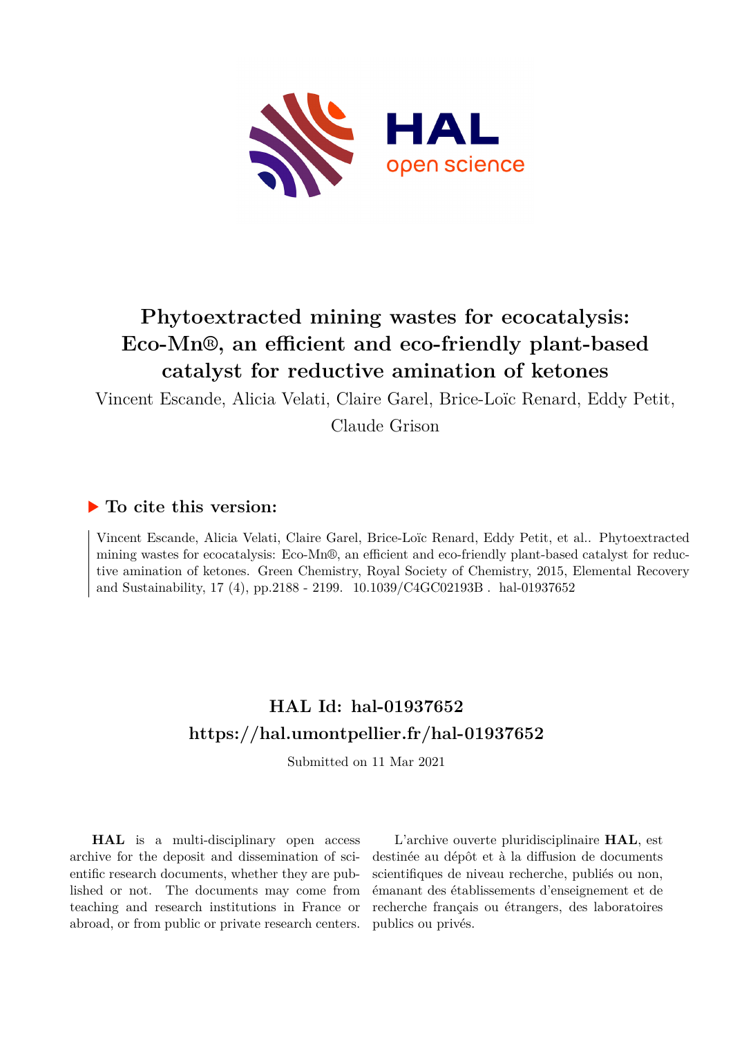# Phytoextracted mining wastes for ecocatalysis: Eco-Mn®, an efficient and eco-friendly plant-based catalyst for reductive amination of ketones

Vincent Escande, Alicia Velati, Claire Garel, Brice-Loïc Renard, Eddy Petit, Claude Grison

## ▶ To cite this version:

Vincent Escande, Alicia Velati, Claire Garel, Brice-Loïc Renard, Eddy Petit, et al.. Phytoextracted mining wastes for ecocatalysis: Eco-Mn®, an efficient and eco-friendly plant-based catalyst for reductive amination of ketones. Green Chemistry, Royal Society of Chemistry, 2015, Elemental Recovery and Sustainability, 17 (4), pp.2188 - 2199. 10.1039/C4GC02193B . hal-01937652

## HAL Id: hal-01937652
## https://hal.umontpellier.fr/hal-01937652

Submitted on 11 Mar 2021

**HAL** is a multi-disciplinary open access archive for the deposit and dissemination of scientific research documents, whether they are published or not. The documents may come from teaching and research institutions in France or abroad, or from public or private research centers.

L'archive ouverte pluridisciplinaire **HAL**, est destinée au dépôt et à la diffusion de documents scientifiques de niveau recherche, publiés ou non, émanant des établissements d'enseignement et de recherche français ou étrangers, des laboratoires publics ou privés.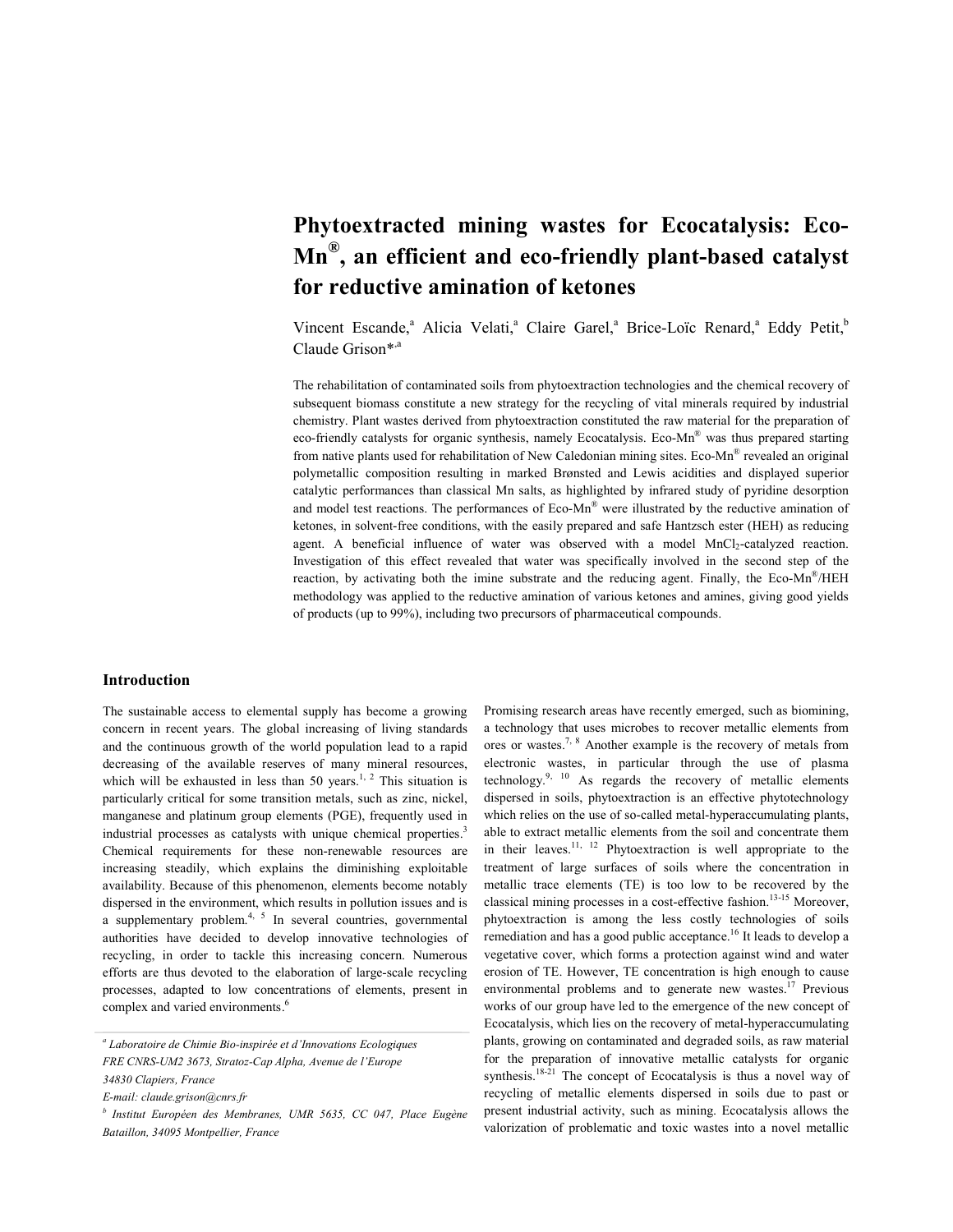# Phytoextracted mining wastes for Ecocatalysis: Eco-Mn®, an efficient and eco-friendly plant-based catalyst for reductive amination of ketones

Vincent Escande,[a] Alicia Velati,[a] Claire Garel,[a] Brice-Loïc Renard,[a] Eddy Petit,[b] Claude Grison*[,a]

The rehabilitation of contaminated soils from phytoextraction technologies and the chemical recovery of subsequent biomass constitute a new strategy for the recycling of vital minerals required by industrial chemistry. Plant wastes derived from phytoextraction constituted the raw material for the preparation of eco-friendly catalysts for organic synthesis, namely Ecocatalysis. Eco-Mn® was thus prepared starting from native plants used for rehabilitation of New Caledonian mining sites. Eco-Mn® revealed an original polymetallic composition resulting in marked Brønsted and Lewis acidities and displayed superior catalytic performances than classical Mn salts, as highlighted by infrared study of pyridine desorption and model test reactions. The performances of Eco-Mn® were illustrated by the reductive amination of ketones, in solvent-free conditions, with the easily prepared and safe Hantzsch ester (HEH) as reducing agent. A beneficial influence of water was observed with a model $MnCl_2$-catalyzed reaction. Investigation of this effect revealed that water was specifically involved in the second step of the reaction, by activating both the imine substrate and the reducing agent. Finally, the Eco-Mn®/HEH methodology was applied to the reductive amination of various ketones and amines, giving good yields of products (up to 99%), including two precursors of pharmaceutical compounds.

## Introduction

The sustainable access to elemental supply has become a growing concern in recent years. The global increasing of living standards and the continuous growth of the world population lead to a rapid decreasing of the available reserves of many mineral resources, which will be exhausted in less than 50 years.[1, 2] This situation is particularly critical for some transition metals, such as zinc, nickel, manganese and platinum group elements (PGE), frequently used in industrial processes as catalysts with unique chemical properties.[3] Chemical requirements for these non-renewable resources are increasing steadily, which explains the diminishing exploitable availability. Because of this phenomenon, elements become notably dispersed in the environment, which results in pollution issues and is a supplementary problem.[4, 5] In several countries, governmental authorities have decided to develop innovative technologies of recycling, in order to tackle this increasing concern. Numerous efforts are thus devoted to the elaboration of large-scale recycling processes, adapted to low concentrations of elements, present in complex and varied environments.[6]

Promising research areas have recently emerged, such as biomining, a technology that uses microbes to recover metallic elements from ores or wastes.[7, 8] Another example is the recovery of metals from electronic wastes, in particular through the use of plasma technology.[9, 10] As regards the recovery of metallic elements dispersed in soils, phytoextraction is an effective phytotechnology which relies on the use of so-called metal-hyperaccumulating plants, able to extract metallic elements from the soil and concentrate them in their leaves.[11, 12] Phytoextraction is well appropriate to the treatment of large surfaces of soils where the concentration in metallic trace elements (TE) is too low to be recovered by the classical mining processes in a cost-effective fashion.[13-15] Moreover, phytoextraction is among the less costly technologies of soils remediation and has a good public acceptance.[16] It leads to develop a vegetative cover, which forms a protection against wind and water erosion of TE. However, TE concentration is high enough to cause environmental problems and to generate new wastes.[17] Previous works of our group have led to the emergence of the new concept of Ecocatalysis, which lies on the recovery of metal-hyperaccumulating plants, growing on contaminated and degraded soils, as raw material for the preparation of innovative metallic catalysts for organic synthesis.[18-21] The concept of Ecocatalysis is thus a novel way of recycling of metallic elements dispersed in soils due to past or present industrial activity, such as mining. Ecocatalysis allows the valorization of problematic and toxic wastes into a novel metallic

---

[a] *Laboratoire de Chimie Bio-inspirée et d'Innovations Ecologiques FRE CNRS-UM2 3673, Stratoz-Cap Alpha, Avenue de l'Europe 34830 Clapiers, France*
*E-mail: claude.grison@cnrs.fr*

[b] *Institut Européen des Membranes, UMR 5635, CC 047, Place Eugène Bataillon, 34095 Montpellier, France*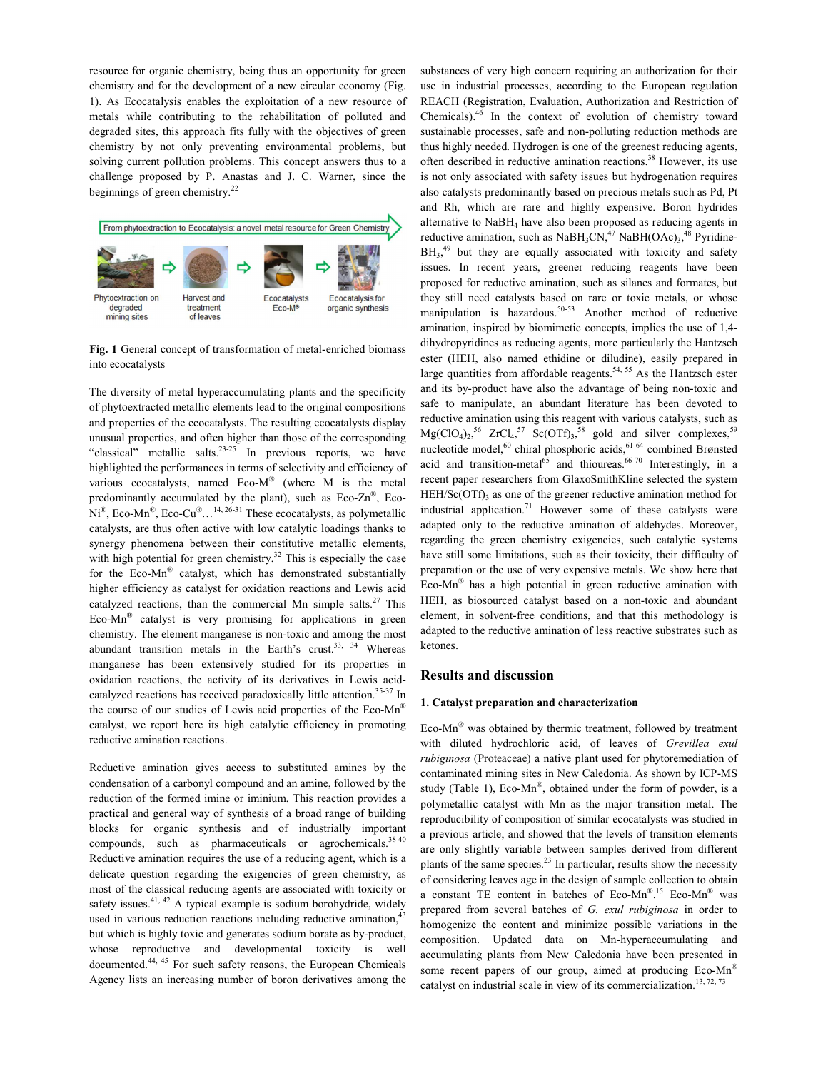resource for organic chemistry, being thus an opportunity for green chemistry and for the development of a new circular economy (Fig. 1). As Ecocatalysis enables the exploitation of a new resource of metals while contributing to the rehabilitation of polluted and degraded sites, this approach fits fully with the objectives of green chemistry by not only preventing environmental problems, but solving current pollution problems. This concept answers thus to a challenge proposed by P. Anastas and J. C. Warner, since the beginnings of green chemistry.[22]

From phytoextraction to Ecocatalysis: a novel metal resource for Green Chemistry

Phytoextraction on degraded mining sites

Harvest and treatment of leaves

Ecocatalysts Eco-M®

Ecocatalysis for organic synthesis

**Fig. 1** General concept of transformation of metal-enriched biomass into ecocatalysts

The diversity of metal hyperaccumulating plants and the specificity of phytoextracted metallic elements lead to the original compositions and properties of the ecocatalysts. The resulting ecocatalysts display unusual properties, and often higher than those of the corresponding "classical" metallic salts.[23-25] In previous reports, we have highlighted the performances in terms of selectivity and efficiency of various ecocatalysts, named Eco-M® (where M is the metal predominantly accumulated by the plant), such as Eco-Zn®, Eco-Ni®, Eco-Mn®, Eco-Cu®…[14, 26-31] These ecocatalysts, as polymetallic catalysts, are thus often active with low catalytic loadings thanks to synergy phenomena between their constitutive metallic elements, with high potential for green chemistry.[32] This is especially the case for the Eco-Mn® catalyst, which has demonstrated substantially higher efficiency as catalyst for oxidation reactions and Lewis acid catalyzed reactions, than the commercial Mn simple salts.[27] This Eco-Mn® catalyst is very promising for applications in green chemistry. The element manganese is non-toxic and among the most abundant transition metals in the Earth's crust.[33, 34] Whereas manganese has been extensively studied for its properties in oxidation reactions, the activity of its derivatives in Lewis acid-catalyzed reactions has received paradoxically little attention.[35-37] In the course of our studies of Lewis acid properties of the Eco-Mn® catalyst, we report here its high catalytic efficiency in promoting reductive amination reactions.

Reductive amination gives access to substituted amines by the condensation of a carbonyl compound and an amine, followed by the reduction of the formed imine or iminium. This reaction provides a practical and general way of synthesis of a broad range of building blocks for organic synthesis and of industrially important compounds, such as pharmaceuticals or agrochemicals.[38-40] Reductive amination requires the use of a reducing agent, which is a delicate question regarding the exigencies of green chemistry, as most of the classical reducing agents are associated with toxicity or safety issues.[41, 42] A typical example is sodium borohydride, widely used in various reduction reactions including reductive amination,[43] but which is highly toxic and generates sodium borate as by-product, whose reproductive and developmental toxicity is well documented.[44, 45] For such safety reasons, the European Chemicals Agency lists an increasing number of boron derivatives among the substances of very high concern requiring an authorization for their use in industrial processes, according to the European regulation REACH (Registration, Evaluation, Authorization and Restriction of Chemicals).[46] In the context of evolution of chemistry toward sustainable processes, safe and non-polluting reduction methods are thus highly needed. Hydrogen is one of the greenest reducing agents, often described in reductive amination reactions.[38] However, its use is not only associated with safety issues but hydrogenation requires also catalysts predominantly based on precious metals such as Pd, Pt and Rh, which are rare and highly expensive. Boron hydrides alternative to $NaBH_4$ have also been proposed as reducing agents in reductive amination, such as $NaBH_3CN$,[47] $NaBH(OAc)_3$,[48] Pyridine-$BH_3$,[49] but they are equally associated with toxicity and safety issues. In recent years, greener reducing reagents have been proposed for reductive amination, such as silanes and formates, but they still need catalysts based on rare or toxic metals, or whose manipulation is hazardous.[50-53] Another method of reductive amination, inspired by biomimetic concepts, implies the use of 1,4-dihydropyridines as reducing agents, more particularly the Hantzsch ester (HEH, also named ethidine or diludine), easily prepared in large quantities from affordable reagents.[54, 55] As the Hantzsch ester and its by-product have also the advantage of being non-toxic and safe to manipulate, an abundant literature has been devoted to reductive amination using this reagent with various catalysts, such as $Mg(ClO_4)_2$,[56] $ZrCl_4$,[57] $Sc(OTf)_3$,[58] gold and silver complexes,[59] nucleotide model,[60] chiral phosphoric acids,[61-64] combined Brønsted acid and transition-metal[65] and thioureas.[66-70] Interestingly, in a recent paper researchers from GlaxoSmithKline selected the system HEH/$Sc(OTf)_3$ as one of the greener reductive amination method for industrial application.[71] However some of these catalysts were adapted only to the reductive amination of aldehydes. Moreover, regarding the green chemistry exigencies, such catalytic systems have still some limitations, such as their toxicity, their difficulty of preparation or the use of very expensive metals. We show here that Eco-Mn® has a high potential in green reductive amination with HEH, as biosourced catalyst based on a non-toxic and abundant element, in solvent-free conditions, and that this methodology is adapted to the reductive amination of less reactive substrates such as ketones.

## Results and discussion

### 1. Catalyst preparation and characterization

Eco-Mn® was obtained by thermic treatment, followed by treatment with diluted hydrochloric acid, of leaves of *Grevillea exul rubiginosa* (Proteaceae) a native plant used for phytoremediation of contaminated mining sites in New Caledonia. As shown by ICP-MS study (Table 1), Eco-Mn®, obtained under the form of powder, is a polymetallic catalyst with Mn as the major transition metal. The reproducibility of composition of similar ecocatalysts was studied in a previous article, and showed that the levels of transition elements are only slightly variable between samples derived from different plants of the same species.[23] In particular, results show the necessity of considering leaves age in the design of sample collection to obtain a constant TE content in batches of Eco-Mn®.[15] Eco-Mn® was prepared from several batches of *G. exul rubiginosa* in order to homogenize the content and minimize possible variations in the composition. Updated data on Mn-hyperaccumulating and accumulating plants from New Caledonia have been presented in some recent papers of our group, aimed at producing Eco-Mn® catalyst on industrial scale in view of its commercialization.[13, 72, 73]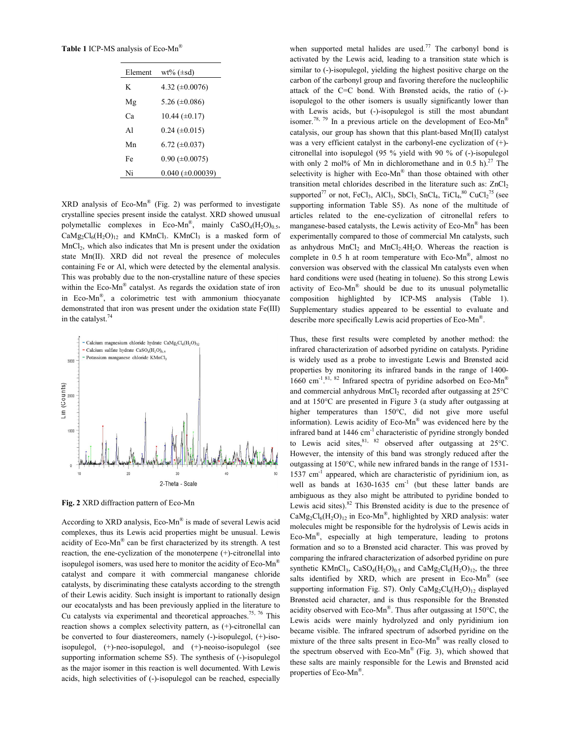**Table 1** ICP-MS analysis of Eco-Mn®

| Element | wt% (±sd) |
|---|---|
| K | 4.32 (±0.0076) |
| Mg | 5.26 (±0.086) |
| Ca | 10.44 (±0.17) |
| Al | 0.24 (±0.015) |
| Mn | 6.72 (±0.037) |
| Fe | 0.90 (±0.0075) |
| Ni | 0.040 (±0.00039) |

XRD analysis of Eco-Mn® (Fig. 2) was performed to investigate crystalline species present inside the catalyst. XRD showed unusual polymetallic complexes in Eco-Mn®, mainly $CaSO_4(H_2O)_{0.5}$, $CaMg_2Cl_6(H_2O)_{12}$ and $KMnCl_3$. $KMnCl_3$ is a masked form of $MnCl_2$, which also indicates that Mn is present under the oxidation state Mn(II). XRD did not reveal the presence of molecules containing Fe or Al, which were detected by the elemental analysis. This was probably due to the non-crystalline nature of these species within the Eco-Mn® catalyst. As regards the oxidation state of iron in Eco-Mn®, a colorimetric test with ammonium thiocyanate demonstrated that iron was present under the oxidation state Fe(III) in the catalyst.[74]

- Calcium magnesium chloride hydrate $CaMg_2Cl_6(H_2O)_{12}$
- Calcium sulfate hydrate $CaSO_4(H_2O)_{0.5}$
- Potassium manganese chloride $KMnCl_3$

Lin (Counts)

3000
2000
1000
0

10 20 30 40 50

2-Theta - Scale

**Fig. 2** XRD diffraction pattern of Eco-Mn

According to XRD analysis, Eco-Mn® is made of several Lewis acid complexes, thus its Lewis acid properties might be unusual. Lewis acidity of Eco-Mn® can be first characterized by its strength. A test reaction, the ene-cyclization of the monoterpene (+)-citronellal into isopulegol isomers, was used here to monitor the acidity of Eco-Mn® catalyst and compare it with commercial manganese chloride catalysts, by discriminating these catalysts according to the strength of their Lewis acidity. Such insight is important to rationally design our ecocatalysts and has been previously applied in the literature to Cu catalysts via experimental and theoretical approaches.[75, 76] This reaction shows a complex selectivity pattern, as (+)-citronellal can be converted to four diastereomers, namely (-)-isopulegol, (+)-iso-isopulegol, (+)-neo-isopulegol, and (+)-neoiso-isopulegol (see supporting information scheme S5). The synthesis of (-)-isopulegol as the major isomer in this reaction is well documented. With Lewis acids, high selectivities of (-)-isopulegol can be reached, especially when supported metal halides are used.[77] The carbonyl bond is activated by the Lewis acid, leading to a transition state which is similar to (-)-isopulegol, yielding the highest positive charge on the carbon of the carbonyl group and favoring therefore the nucleophilic attack of the C=C bond. With Brønsted acids, the ratio of (-)-isopulegol to the other isomers is usually significantly lower than with Lewis acids, but (-)-isopulegol is still the most abundant isomer.[78, 79] In a previous article on the development of Eco-Mn® catalysis, our group has shown that this plant-based Mn(II) catalyst was a very efficient catalyst in the carbonyl-ene cyclization of (+)-citronellal into isopulegol (95 % yield with 90 % of (-)-isopulegol with only 2 mol% of Mn in dichloromethane and in 0.5 h).[27] The selectivity is higher with Eco-Mn® than those obtained with other transition metal chlorides described in the literature such as: $ZnCl_2$ supported[77] or not, $FeCl_3$, $AlCl_3$, $SbCl_3$, $SnCl_4$, $TiCl_4$,[80] $CuCl_2$[75] (see supporting information Table S5). As none of the multitude of articles related to the ene-cyclization of citronellal refers to manganese-based catalysts, the Lewis activity of Eco-Mn® has been experimentally compared to those of commercial Mn catalysts, such as anhydrous $MnCl_2$ and $MnCl_2.4H_2O$. Whereas the reaction is complete in 0.5 h at room temperature with Eco-Mn®, almost no conversion was observed with the classical Mn catalysts even when hard conditions were used (heating in toluene). So this strong Lewis activity of Eco-Mn® should be due to its unusual polymetallic composition highlighted by ICP-MS analysis (Table 1). Supplementary studies appeared to be essential to evaluate and describe more specifically Lewis acid properties of Eco-Mn®.

Thus, these first results were completed by another method: the infrared characterization of adsorbed pyridine on catalysts. Pyridine is widely used as a probe to investigate Lewis and Brønsted acid properties by monitoring its infrared bands in the range of 1400-1660 $cm^{-1}$.[81, 82] Infrared spectra of pyridine adsorbed on Eco-Mn® and commercial anhydrous $MnCl_2$ recorded after outgassing at 25°C and at 150°C are presented in Figure 3 (a study after outgassing at higher temperatures than 150°C, did not give more useful information). Lewis acidity of Eco-Mn® was evidenced here by the infrared band at 1446 $cm^{-1}$ characteristic of pyridine strongly bonded to Lewis acid sites,[81, 82] observed after outgassing at 25°C. However, the intensity of this band was strongly reduced after the outgassing at 150°C, while new infrared bands in the range of 1531-1537 $cm^{-1}$ appeared, which are characteristic of pyridinium ion, as well as bands at 1630-1635 $cm^{-1}$ (but these latter bands are ambiguous as they also might be attributed to pyridine bonded to Lewis acid sites).[82] This Brønsted acidity is due to the presence of $CaMg_2Cl_6(H_2O)_{12}$ in Eco-Mn®, highlighted by XRD analysis: water molecules might be responsible for the hydrolysis of Lewis acids in Eco-Mn®, especially at high temperature, leading to protons formation and so to a Brønsted acid character. This was proved by comparing the infrared characterization of adsorbed pyridine on pure synthetic $KMnCl_3$, $CaSO_4(H_2O)_{0.5}$ and $CaMg_2Cl_6(H_2O)_{12}$, the three salts identified by XRD, which are present in Eco-Mn® (see supporting information Fig. S7). Only $CaMg_2Cl_6(H_2O)_{12}$ displayed Brønsted acid character, and is thus responsible for the Brønsted acidity observed with Eco-Mn®. Thus after outgassing at 150°C, the Lewis acids were mainly hydrolyzed and only pyridinium ion became visible. The infrared spectrum of adsorbed pyridine on the mixture of the three salts present in Eco-Mn® was really closed to the spectrum observed with Eco-Mn® (Fig. 3), which showed that these salts are mainly responsible for the Lewis and Brønsted acid properties of Eco-Mn®.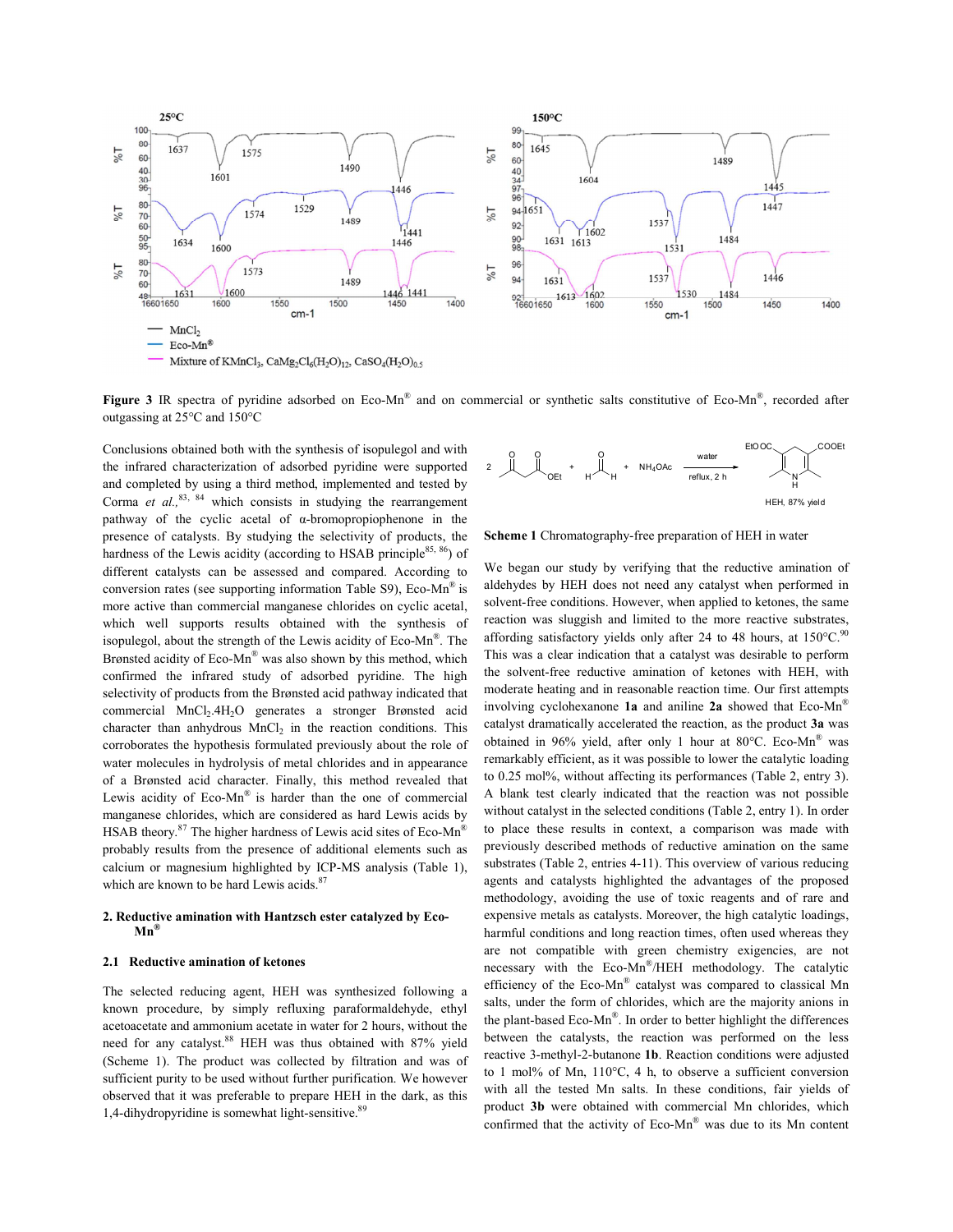25°C

%T

1637 1575 1601 1490 1446

1634 1574 1529 1489 1441 1600 1446

1631 1573 1600 1489 1446 1441

16601650 1600 1550 1500 1450 1400

cm-1

150°C

%T

1645 1604 1489 1445

1651 1631 1613 1602 1537 1531 1484 1447

1631 1613 1602 1537 1530 1484 1446

16601650 1600 1550 1500 1450 1400

cm-1

— $MnCl_2$

— Eco-Mn®

— Mixture of $KMnCl_3$, $CaMg_2Cl_6(H_2O)_{12}$, $CaSO_4(H_2O)_{0.5}$

**Figure 3** IR spectra of pyridine adsorbed on Eco-Mn® and on commercial or synthetic salts constitutive of Eco-Mn®, recorded after outgassing at 25°C and 150°C

Conclusions obtained both with the synthesis of isopulegol and with the infrared characterization of adsorbed pyridine were supported and completed by using a third method, implemented and tested by Corma *et al.*,[83, 84] which consists in studying the rearrangement pathway of the cyclic acetal of α-bromopropiophenone in the presence of catalysts. By studying the selectivity of products, the hardness of the Lewis acidity (according to HSAB principle[85, 86]) of different catalysts can be assessed and compared. According to conversion rates (see supporting information Table S9), Eco-Mn® is more active than commercial manganese chlorides on cyclic acetal, which well supports results obtained with the synthesis of isopulegol, about the strength of the Lewis acidity of Eco-Mn®. The Brønsted acidity of Eco-Mn® was also shown by this method, which confirmed the infrared study of adsorbed pyridine. The high selectivity of products from the Brønsted acid pathway indicated that commercial $MnCl_2.4H_2O$ generates a stronger Brønsted acid character than anhydrous $MnCl_2$ in the reaction conditions. This corroborates the hypothesis formulated previously about the role of water molecules in hydrolysis of metal chlorides and in appearance of a Brønsted acid character. Finally, this method revealed that Lewis acidity of Eco-Mn® is harder than the one of commercial manganese chlorides, which are considered as hard Lewis acids by HSAB theory.[87] The higher hardness of Lewis acid sites of Eco-Mn® probably results from the presence of additional elements such as calcium or magnesium highlighted by ICP-MS analysis (Table 1), which are known to be hard Lewis acids.[87]

## 2. Reductive amination with Hantzsch ester catalyzed by Eco-Mn®

### 2.1 Reductive amination of ketones

The selected reducing agent, HEH was synthesized following a known procedure, by simply refluxing paraformaldehyde, ethyl acetoacetate and ammonium acetate in water for 2 hours, without the need for any catalyst.[88] HEH was thus obtained with 87% yield (Scheme 1). The product was collected by filtration and was of sufficient purity to be used without further purification. We however observed that it was preferable to prepare HEH in the dark, as this 1,4-dihydropyridine is somewhat light-sensitive.[89]

2 + + $NH_4OAc$ → water, reflux, 2 h → EtOOC COOEt N H

HEH, 87% yield

**Scheme 1** Chromatography-free preparation of HEH in water

We began our study by verifying that the reductive amination of aldehydes by HEH does not need any catalyst when performed in solvent-free conditions. However, when applied to ketones, the same reaction was sluggish and limited to the more reactive substrates, affording satisfactory yields only after 24 to 48 hours, at 150°C.[90] This was a clear indication that a catalyst was desirable to perform the solvent-free reductive amination of ketones with HEH, with moderate heating and in reasonable reaction time. Our first attempts involving cyclohexanone **1a** and aniline **2a** showed that Eco-Mn® catalyst dramatically accelerated the reaction, as the product **3a** was obtained in 96% yield, after only 1 hour at 80°C. Eco-Mn® was remarkably efficient, as it was possible to lower the catalytic loading to 0.25 mol%, without affecting its performances (Table 2, entry 3). A blank test clearly indicated that the reaction was not possible without catalyst in the selected conditions (Table 2, entry 1). In order to place these results in context, a comparison was made with previously described methods of reductive amination on the same substrates (Table 2, entries 4-11). This overview of various reducing agents and catalysts highlighted the advantages of the proposed methodology, avoiding the use of toxic reagents and of rare and expensive metals as catalysts. Moreover, the high catalytic loadings, harmful conditions and long reaction times, often used whereas they are not compatible with green chemistry exigencies, are not necessary with the Eco-Mn®/HEH methodology. The catalytic efficiency of the Eco-Mn® catalyst was compared to classical Mn salts, under the form of chlorides, which are the majority anions in the plant-based Eco-Mn®. In order to better highlight the differences between the catalysts, the reaction was performed on the less reactive 3-methyl-2-butanone **1b**. Reaction conditions were adjusted to 1 mol% of Mn, 110°C, 4 h, to observe a sufficient conversion with all the tested Mn salts. In these conditions, fair yields of product **3b** were obtained with commercial Mn chlorides, which confirmed that the activity of Eco-Mn® was due to its Mn content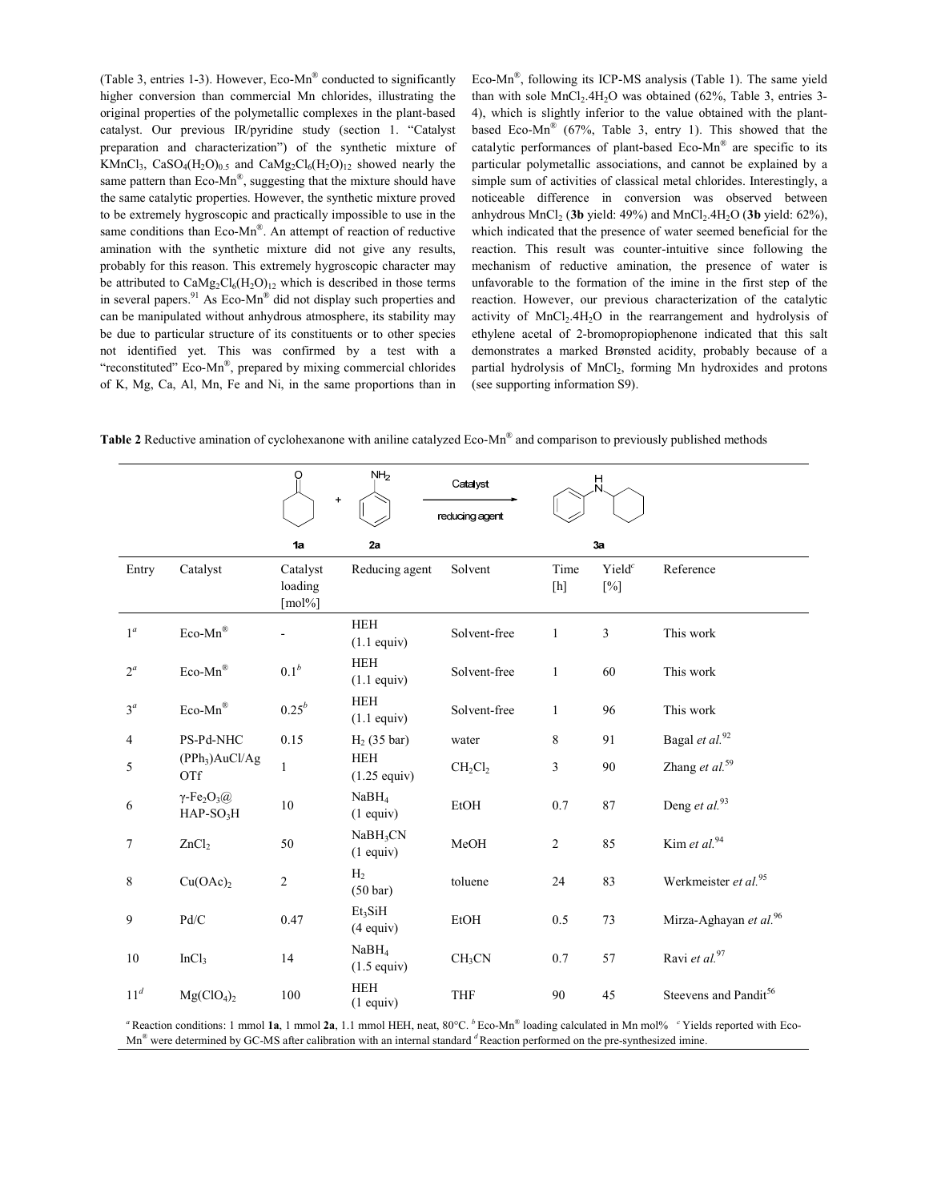(Table 3, entries 1-3). However, Eco-Mn® conducted to significantly higher conversion than commercial Mn chlorides, illustrating the original properties of the polymetallic complexes in the plant-based catalyst. Our previous IR/pyridine study (section 1. "Catalyst preparation and characterization") of the synthetic mixture of $KMnCl_3$, $CaSO_4(H_2O)_{0.5}$ and $CaMg_2Cl_6(H_2O)_{12}$ showed nearly the same pattern than Eco-Mn®, suggesting that the mixture should have the same catalytic properties. However, the synthetic mixture proved to be extremely hygroscopic and practically impossible to use in the same conditions than Eco-Mn®. An attempt of reaction of reductive amination with the synthetic mixture did not give any results, probably for this reason. This extremely hygroscopic character may be attributed to $CaMg_2Cl_6(H_2O)_{12}$ which is described in those terms in several papers.[91] As Eco-Mn® did not display such properties and can be manipulated without anhydrous atmosphere, its stability may be due to particular structure of its constituents or to other species not identified yet. This was confirmed by a test with a "reconstituted" Eco-Mn®, prepared by mixing commercial chlorides of K, Mg, Ca, Al, Mn, Fe and Ni, in the same proportions than in Eco-Mn®, following its ICP-MS analysis (Table 1). The same yield than with sole $MnCl_2.4H_2O$ was obtained (62%, Table 3, entries 3-4), which is slightly inferior to the value obtained with the plant-based Eco-Mn® (67%, Table 3, entry 1). This showed that the catalytic performances of plant-based Eco-Mn® are specific to its particular polymetallic associations, and cannot be explained by a simple sum of activities of classical metal chlorides. Interestingly, a noticeable difference in conversion was observed between anhydrous $MnCl_2$ (**3b** yield: 49%) and $MnCl_2.4H_2O$ (**3b** yield: 62%), which indicated that the presence of water seemed beneficial for the reaction. This result was counter-intuitive since following the mechanism of reductive amination, the presence of water is unfavorable to the formation of the imine in the first step of the reaction. However, our previous characterization of the catalytic activity of $MnCl_2.4H_2O$ in the rearrangement and hydrolysis of ethylene acetal of 2-bromopropiophenone indicated that this salt demonstrates a marked Brønsted acidity, probably because of a partial hydrolysis of $MnCl_2$, forming Mn hydroxides and protons (see supporting information S9).

**Table 2** Reductive amination of cyclohexanone with aniline catalyzed Eco-Mn® and comparison to previously published methods

**1a** + **2a** → (Catalyst, reducing agent) → **3a**

| Entry | Catalyst | Catalyst loading [mol%] | Reducing agent | Solvent | Time [h] | Yield[c] [%] | Reference |
|---|---|---|---|---|---|---|---|
| 1[a] | Eco-Mn® | - | HEH (1.1 equiv) | Solvent-free | 1 | 3 | This work |
| 2[a] | Eco-Mn® | 0.1[b] | HEH (1.1 equiv) | Solvent-free | 1 | 60 | This work |
| 3[a] | Eco-Mn® | 0.25[b] | HEH (1.1 equiv) | Solvent-free | 1 | 96 | This work |
| 4 | PS-Pd-NHC | 0.15 | $H_2$ (35 bar) | water | 8 | 91 | Bagal *et al.*[92] |
| 5 | $(PPh_3)AuCl/AgOTf$ | 1 | HEH (1.25 equiv) | $CH_2Cl_2$ | 3 | 90 | Zhang *et al.*[59] |
| 6 | γ-$Fe_2O_3$@ $HAP$-$SO_3H$ | 10 | $NaBH_4$ (1 equiv) | EtOH | 0.7 | 87 | Deng *et al.*[93] |
| 7 | $ZnCl_2$ | 50 | $NaBH_3CN$ (1 equiv) | MeOH | 2 | 85 | Kim *et al.*[94] |
| 8 | $Cu(OAc)_2$ | 2 | $H_2$ (50 bar) | toluene | 24 | 83 | Werkmeister *et al.*[95] |
| 9 | Pd/C | 0.47 | $Et_3SiH$ (4 equiv) | EtOH | 0.5 | 73 | Mirza-Aghayan *et al.*[96] |
| 10 | $InCl_3$ | 14 | $NaBH_4$ (1.5 equiv) | $CH_3CN$ | 0.7 | 57 | Ravi *et al.*[97] |
| 11[d] | $Mg(ClO_4)_2$ | 100 | HEH (1 equiv) | THF | 90 | 45 | Steevens and Pandit[56] |

[a] Reaction conditions: 1 mmol **1a**, 1 mmol **2a**, 1.1 mmol HEH, neat, 80°C. [b] Eco-Mn® loading calculated in Mn mol% [c] Yields reported with Eco-Mn® were determined by GC-MS after calibration with an internal standard [d] Reaction performed on the pre-synthesized imine.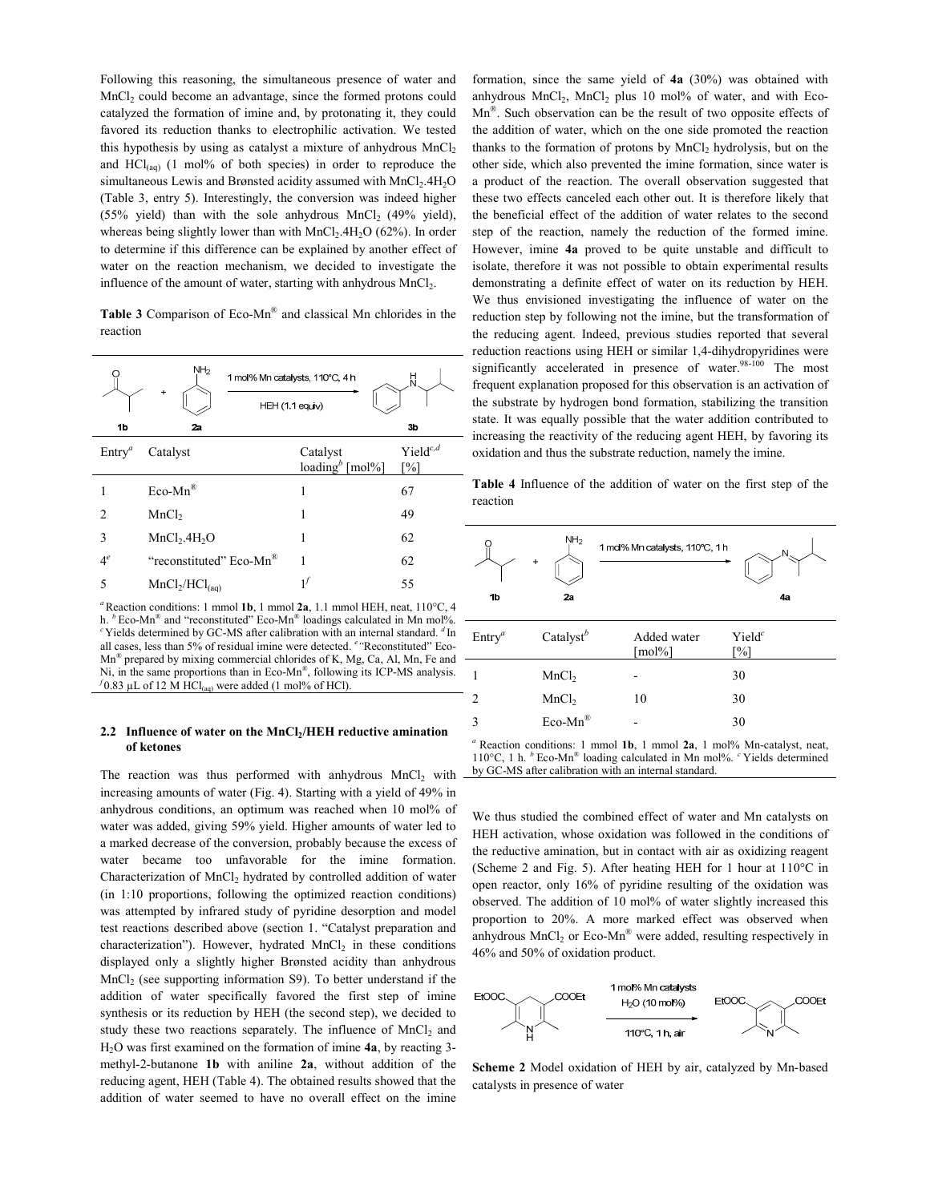Following this reasoning, the simultaneous presence of water and $MnCl_2$ could become an advantage, since the formed protons could catalyzed the formation of imine and, by protonating it, they could favored its reduction thanks to electrophilic activation. We tested this hypothesis by using as catalyst a mixture of anhydrous $MnCl_2$ and $HCl_{(aq)}$ (1 mol% of both species) in order to reproduce the simultaneous Lewis and Brønsted acidity assumed with $MnCl_2.4H_2O$ (Table 3, entry 5). Interestingly, the conversion was indeed higher (55% yield) than with the sole anhydrous $MnCl_2$ (49% yield), whereas being slightly lower than with $MnCl_2.4H_2O$ (62%). In order to determine if this difference can be explained by another effect of water on the reaction mechanism, we decided to investigate the influence of the amount of water, starting with anhydrous $MnCl_2$.

**Table 3** Comparison of Eco-Mn® and classical Mn chlorides in the reaction

1b + 2a → 3b (1 mol% Mn catalysts, 110°C, 4 h; HEH (1.1 equiv))

| Entry[a] | Catalyst | Catalyst loading[b] [mol%] | Yield[c,d] [%] |
|---|---|---|---|
| 1 | Eco-Mn® | 1 | 67 |
| 2 | $MnCl_2$ | 1 | 49 |
| 3 | $MnCl_2.4H_2O$ | 1 | 62 |
| 4[e] | "reconstituted" Eco-Mn® | 1 | 62 |
| 5 | $MnCl_2/HCl_{(aq)}$ | 1[f] | 55 |

[a] Reaction conditions: 1 mmol **1b**, 1 mmol **2a**, 1.1 mmol HEH, neat, 110°C, 4 h. [b] Eco-Mn® and "reconstituted" Eco-Mn® loadings calculated in Mn mol%. [c] Yields determined by GC-MS after calibration with an internal standard. [d] In all cases, less than 5% of residual imine were detected. [e] "Reconstituted" Eco-Mn® prepared by mixing commercial chlorides of K, Mg, Ca, Al, Mn, Fe and Ni, in the same proportions than in Eco-Mn®, following its ICP-MS analysis. [f] 0.83 µL of 12 M $HCl_{(aq)}$ were added (1 mol% of HCl).

## 2.2 Influence of water on the $MnCl_2$/HEH reductive amination of ketones

The reaction was thus performed with anhydrous $MnCl_2$ with increasing amounts of water (Fig. 4). Starting with a yield of 49% in anhydrous conditions, an optimum was reached when 10 mol% of water was added, giving 59% yield. Higher amounts of water led to a marked decrease of the conversion, probably because the excess of water became too unfavorable for the imine formation. Characterization of $MnCl_2$ hydrated by controlled addition of water (in 1:10 proportions, following the optimized reaction conditions) was attempted by infrared study of pyridine desorption and model test reactions described above (section 1. "Catalyst preparation and characterization"). However, hydrated $MnCl_2$ in these conditions displayed only a slightly higher Brønsted acidity than anhydrous $MnCl_2$ (see supporting information S9). To better understand if the addition of water specifically favored the first step of imine synthesis or its reduction by HEH (the second step), we decided to study these two reactions separately. The influence of $MnCl_2$ and $H_2O$ was first examined on the formation of imine **4a**, by reacting 3-methyl-2-butanone **1b** with aniline **2a**, without addition of the reducing agent, HEH (Table 4). The obtained results showed that the addition of water seemed to have no overall effect on the imine formation, since the same yield of **4a** (30%) was obtained with anhydrous $MnCl_2$, $MnCl_2$ plus 10 mol% of water, and with Eco-Mn®. Such observation can be the result of two opposite effects of the addition of water, which on the one side promoted the reaction thanks to the formation of protons by $MnCl_2$ hydrolysis, but on the other side, which also prevented the imine formation, since water is a product of the reaction. The overall observation suggested that these two effects canceled each other out. It is therefore likely that the beneficial effect of the addition of water relates to the second step of the reaction, namely the reduction of the formed imine. However, imine **4a** proved to be quite unstable and difficult to isolate, therefore it was not possible to obtain experimental results demonstrating a definite effect of water on its reduction by HEH. We thus envisioned investigating the influence of water on the reduction step by following not the imine, but the transformation of the reducing agent. Indeed, previous studies reported that several reduction reactions using HEH or similar 1,4-dihydropyridines were significantly accelerated in presence of water.[98-100] The most frequent explanation proposed for this observation is an activation of the substrate by hydrogen bond formation, stabilizing the transition state. It was equally possible that the water addition contributed to increasing the reactivity of the reducing agent HEH, by favoring its oxidation and thus the substrate reduction, namely the imine.

**Table 4** Influence of the addition of water on the first step of the reaction

1b + 2a → 4a (1 mol% Mn catalysts, 110°C, 1 h)

| Entry[a] | Catalyst[b] | Added water [mol%] | Yield[c] [%] |
|---|---|---|---|
| 1 | $MnCl_2$ | - | 30 |
| 2 | $MnCl_2$ | 10 | 30 |
| 3 | Eco-Mn® | - | 30 |

[a] Reaction conditions: 1 mmol **1b**, 1 mmol **2a**, 1 mol% Mn-catalyst, neat, 110°C, 1 h. [b] Eco-Mn® loading calculated in Mn mol%. [c] Yields determined by GC-MS after calibration with an internal standard.

We thus studied the combined effect of water and Mn catalysts on HEH activation, whose oxidation was followed in the conditions of the reductive amination, but in contact with air as oxidizing reagent (Scheme 2 and Fig. 5). After heating HEH for 1 hour at 110°C in open reactor, only 16% of pyridine resulting of the oxidation was observed. The addition of 10 mol% of water slightly increased this proportion to 20%. A more marked effect was observed when anhydrous $MnCl_2$ or Eco-Mn® were added, resulting respectively in 46% and 50% of oxidation product.

1 mol% Mn catalysts
$H_2O$ (10 mol%)
110°C, 1 h, air

**Scheme 2** Model oxidation of HEH by air, catalyzed by Mn-based catalysts in presence of water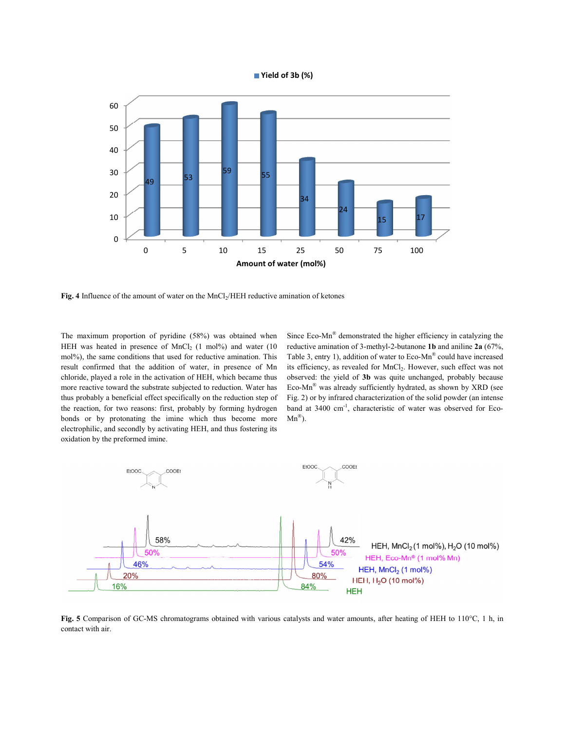Yield of 3b (%)

0 5 10 15 25 50 75 100

49 53 59 55 34 24 15 17

Amount of water (mol%)

**Fig. 4** Influence of the amount of water on the $MnCl_2$/HEH reductive amination of ketones

The maximum proportion of pyridine (58%) was obtained when HEH was heated in presence of $MnCl_2$ (1 mol%) and water (10 mol%), the same conditions that used for reductive amination. This result confirmed that the addition of water, in presence of Mn chloride, played a role in the activation of HEH, which became thus more reactive toward the substrate subjected to reduction. Water has thus probably a beneficial effect specifically on the reduction step of the reaction, for two reasons: first, probably by forming hydrogen bonds or by protonating the imine which thus become more electrophilic, and secondly by activating HEH, and thus fostering its oxidation by the preformed imine.

Since Eco-Mn® demonstrated the higher efficiency in catalyzing the reductive amination of 3-methyl-2-butanone **1b** and aniline **2a** (67%, Table 3, entry 1), addition of water to Eco-Mn® could have increased its efficiency, as revealed for $MnCl_2$. However, such effect was not observed: the yield of **3b** was quite unchanged, probably because Eco-Mn® was already sufficiently hydrated, as shown by XRD (see Fig. 2) or by infrared characterization of the solid powder (an intense band at 3400 $cm^{-1}$, characteristic of water was observed for Eco-Mn®).

EtOOC COOEt N

EtOOC COOEt N H

58% 42% HEH, $MnCl_2$ (1 mol%), $H_2O$ (10 mol%)

50% 50% HEH, Eco-Mn® (1 mol% Mn)

46% 54% HEH, $MnCl_2$ (1 mol%)

20% 80% HEH, $H_2O$ (10 mol%)

16% 84% HEH

**Fig. 5** Comparison of GC-MS chromatograms obtained with various catalysts and water amounts, after heating of HEH to 110°C, 1 h, in contact with air.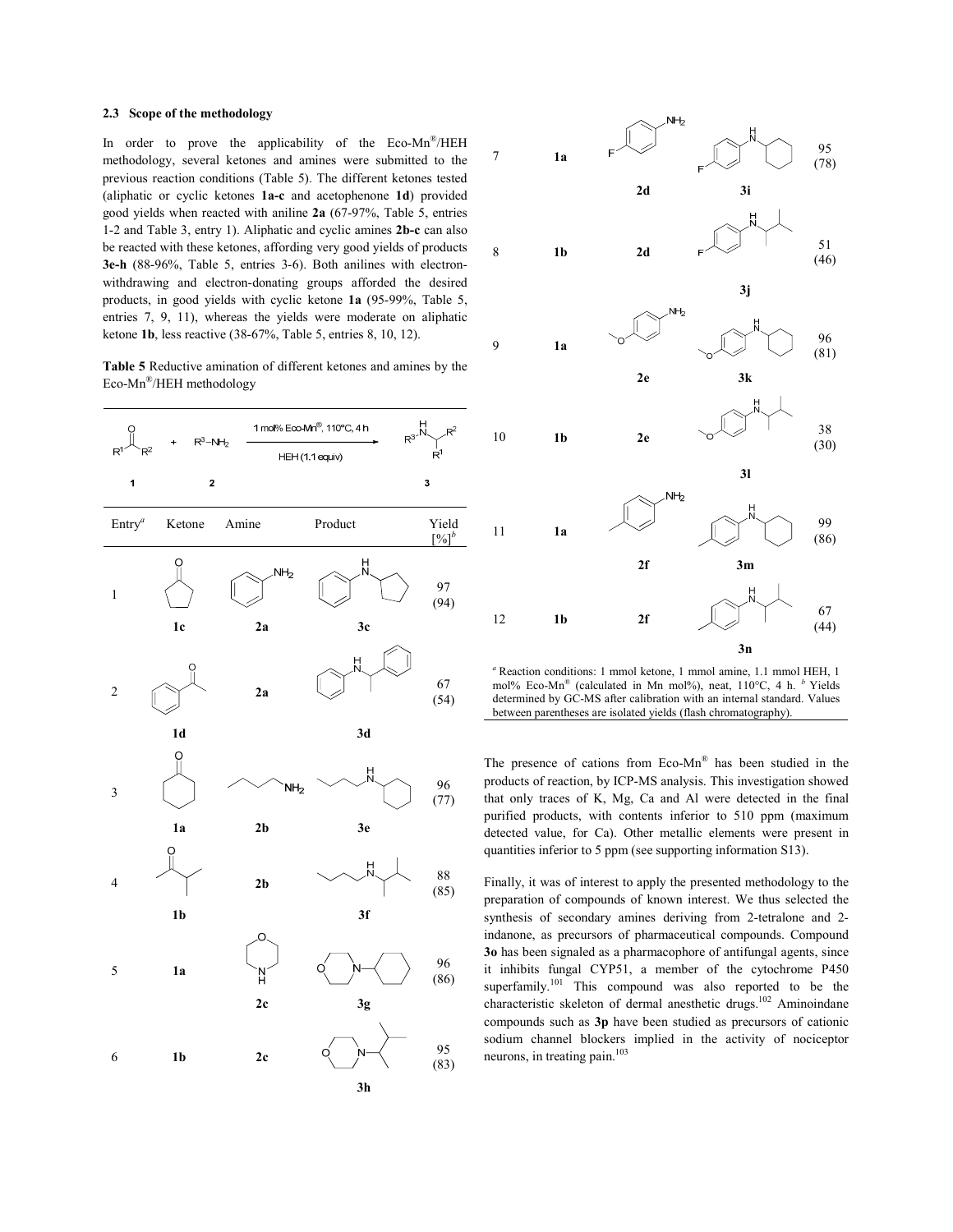### 2.3 Scope of the methodology

In order to prove the applicability of the Eco-Mn®/HEH methodology, several ketones and amines were submitted to the previous reaction conditions (Table 5). The different ketones tested (aliphatic or cyclic ketones **1a-c** and acetophenone **1d**) provided good yields when reacted with aniline **2a** (67-97%, Table 5, entries 1-2 and Table 3, entry 1). Aliphatic and cyclic amines **2b-c** can also be reacted with these ketones, affording very good yields of products **3e-h** (88-96%, Table 5, entries 3-6). Both anilines with electron-withdrawing and electron-donating groups afforded the desired products, in good yields with cyclic ketone **1a** (95-99%, Table 5, entries 7, 9, 11), whereas the yields were moderate on aliphatic ketone **1b**, less reactive (38-67%, Table 5, entries 8, 10, 12).

**Table 5** Reductive amination of different ketones and amines by the Eco-Mn®/HEH methodology

$R^1C(O)R^2$ (**1**) + $R^3$–$NH_2$ (**2**) → (1 mol% Eco-Mn®, 110°C, 4 h; HEH (1.1 equiv)) → $R^3NH$–$CH(R^1)R^2$ (**3**)

| Entry[a] | Ketone | Amine | Product | Yield [%][b] |
|---|---|---|---|---|
| 1 | **1c** | **2a** | **3c** | 97 (94) |
| 2 | **1d** | **2a** | **3d** | 67 (54) |
| 3 | **1a** | **2b** | **3e** | 96 (77) |
| 4 | **1b** | **2b** | **3f** | 88 (85) |
| 5 | **1a** | **2c** | **3g** | 96 (86) |
| 6 | **1b** | **2c** | **3h** | 95 (83) |
| 7 | **1a** | **2d** | **3i** | 95 (78) |
| 8 | **1b** | **2d** | **3j** | 51 (46) |
| 9 | **1a** | **2e** | **3k** | 96 (81) |
| 10 | **1b** | **2e** | **3l** | 38 (30) |
| 11 | **1a** | **2f** | **3m** | 99 (86) |
| 12 | **1b** | **2f** | **3n** | 67 (44) |

[a] Reaction conditions: 1 mmol ketone, 1 mmol amine, 1.1 mmol HEH, 1 mol% Eco-Mn® (calculated in Mn mol%), neat, 110°C, 4 h. [b] Yields determined by GC-MS after calibration with an internal standard. Values between parentheses are isolated yields (flash chromatography).

The presence of cations from Eco-Mn® has been studied in the products of reaction, by ICP-MS analysis. This investigation showed that only traces of K, Mg, Ca and Al were detected in the final purified products, with contents inferior to 510 ppm (maximum detected value, for Ca). Other metallic elements were present in quantities inferior to 5 ppm (see supporting information S13).

Finally, it was of interest to apply the presented methodology to the preparation of compounds of known interest. We thus selected the synthesis of secondary amines deriving from 2-tetralone and 2-indanone, as precursors of pharmaceutical compounds. Compound **3o** has been signaled as a pharmacophore of antifungal agents, since it inhibits fungal CYP51, a member of the cytochrome P450 superfamily.[101] This compound was also reported to be the characteristic skeleton of dermal anesthetic drugs.[102] Aminoindane compounds such as **3p** have been studied as precursors of cationic sodium channel blockers implied in the activity of nociceptor neurons, in treating pain.[103]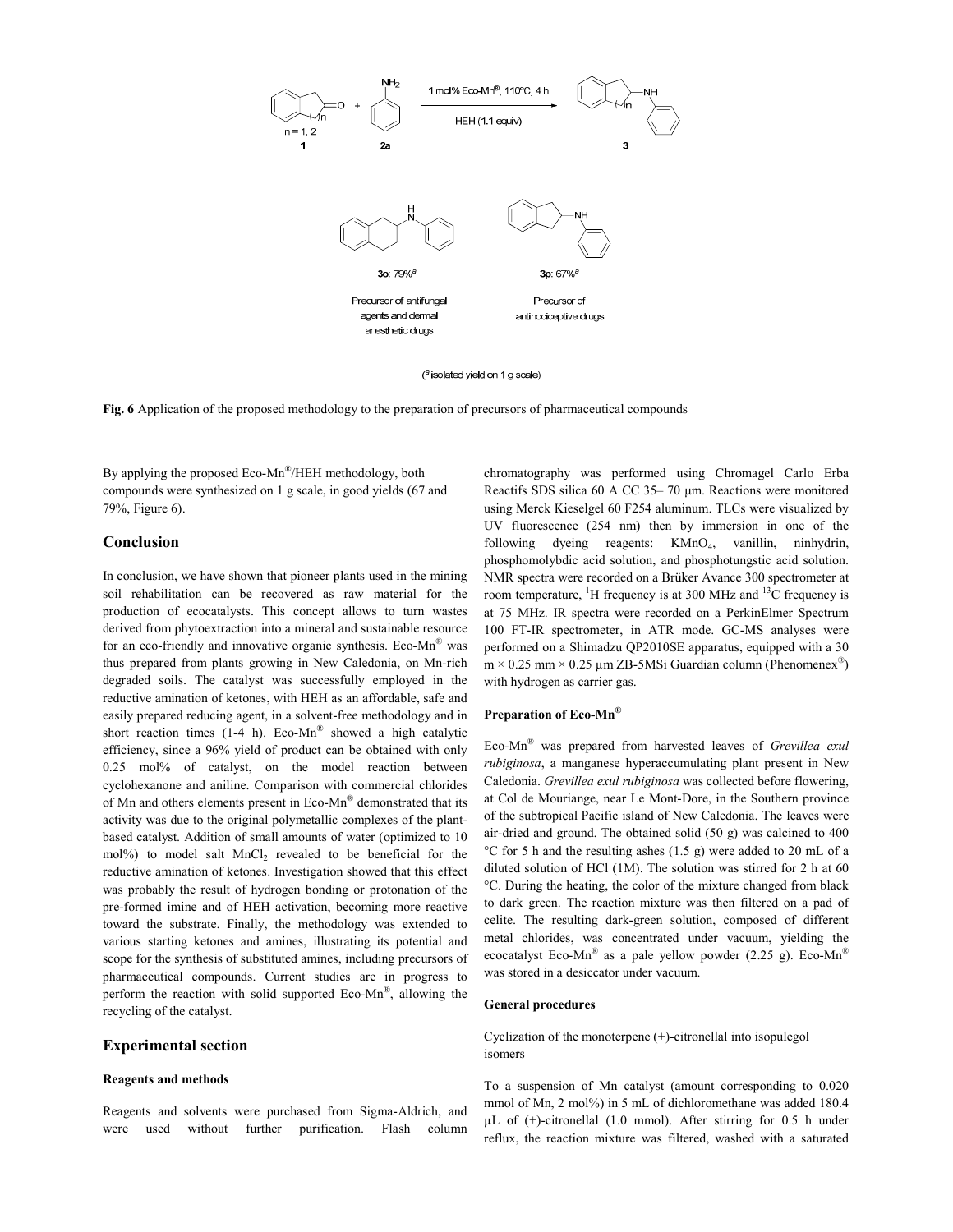1 mol% Eco-Mn®, 110°C, 4 h

HEH (1.1 equiv)

n = 1, 2

1

2a

3

3o: 79%[a]

Precursor of antifungal agents and dermal anesthetic drugs

3p: 67%[a]

Precursor of antinociceptive drugs

([a] isolated yield on 1 g scale)

**Fig. 6** Application of the proposed methodology to the preparation of precursors of pharmaceutical compounds

By applying the proposed Eco-Mn®/HEH methodology, both compounds were synthesized on 1 g scale, in good yields (67 and 79%, Figure 6).

## Conclusion

In conclusion, we have shown that pioneer plants used in the mining soil rehabilitation can be recovered as raw material for the production of ecocatalysts. This concept allows to turn wastes derived from phytoextraction into a mineral and sustainable resource for an eco-friendly and innovative organic synthesis. Eco-Mn® was thus prepared from plants growing in New Caledonia, on Mn-rich degraded soils. The catalyst was successfully employed in the reductive amination of ketones, with HEH as an affordable, safe and easily prepared reducing agent, in a solvent-free methodology and in short reaction times (1-4 h). Eco-Mn® showed a high catalytic efficiency, since a 96% yield of product can be obtained with only 0.25 mol% of catalyst, on the model reaction between cyclohexanone and aniline. Comparison with commercial chlorides of Mn and others elements present in Eco-Mn® demonstrated that its activity was due to the original polymetallic complexes of the plant-based catalyst. Addition of small amounts of water (optimized to 10 mol%) to model salt $MnCl_2$ revealed to be beneficial for the reductive amination of ketones. Investigation showed that this effect was probably the result of hydrogen bonding or protonation of the pre-formed imine and of HEH activation, becoming more reactive toward the substrate. Finally, the methodology was extended to various starting ketones and amines, illustrating its potential and scope for the synthesis of substituted amines, including precursors of pharmaceutical compounds. Current studies are in progress to perform the reaction with solid supported Eco-Mn®, allowing the recycling of the catalyst.

## Experimental section

### Reagents and methods

Reagents and solvents were purchased from Sigma-Aldrich, and were used without further purification. Flash column chromatography was performed using Chromagel Carlo Erba Reactifs SDS silica 60 A CC 35– 70 µm. Reactions were monitored using Merck Kieselgel 60 F254 aluminum. TLCs were visualized by UV fluorescence (254 nm) then by immersion in one of the following dyeing reagents: $KMnO_4$, vanillin, ninhydrin, phosphomolybdic acid solution, and phosphotungstic acid solution. NMR spectra were recorded on a Brüker Avance 300 spectrometer at room temperature, $^1H$ frequency is at 300 MHz and $^{13}C$ frequency is at 75 MHz. IR spectra were recorded on a PerkinElmer Spectrum 100 FT-IR spectrometer, in ATR mode. GC-MS analyses were performed on a Shimadzu QP2010SE apparatus, equipped with a 30 m × 0.25 mm × 0.25 µm ZB-5MSi Guardian column (Phenomenex®) with hydrogen as carrier gas.

### Preparation of Eco-Mn®

Eco-Mn® was prepared from harvested leaves of *Grevillea exul rubiginosa*, a manganese hyperaccumulating plant present in New Caledonia. *Grevillea exul rubiginosa* was collected before flowering, at Col de Mouriange, near Le Mont-Dore, in the Southern province of the subtropical Pacific island of New Caledonia. The leaves were air-dried and ground. The obtained solid (50 g) was calcined to 400 °C for 5 h and the resulting ashes (1.5 g) were added to 20 mL of a diluted solution of HCl (1M). The solution was stirred for 2 h at 60 °C. During the heating, the color of the mixture changed from black to dark green. The reaction mixture was then filtered on a pad of celite. The resulting dark-green solution, composed of different metal chlorides, was concentrated under vacuum, yielding the ecocatalyst Eco-Mn® as a pale yellow powder (2.25 g). Eco-Mn® was stored in a desiccator under vacuum.

### General procedures

Cyclization of the monoterpene (+)-citronellal into isopulegol isomers

To a suspension of Mn catalyst (amount corresponding to 0.020 mmol of Mn, 2 mol%) in 5 mL of dichloromethane was added 180.4 µL of (+)-citronellal (1.0 mmol). After stirring for 0.5 h under reflux, the reaction mixture was filtered, washed with a saturated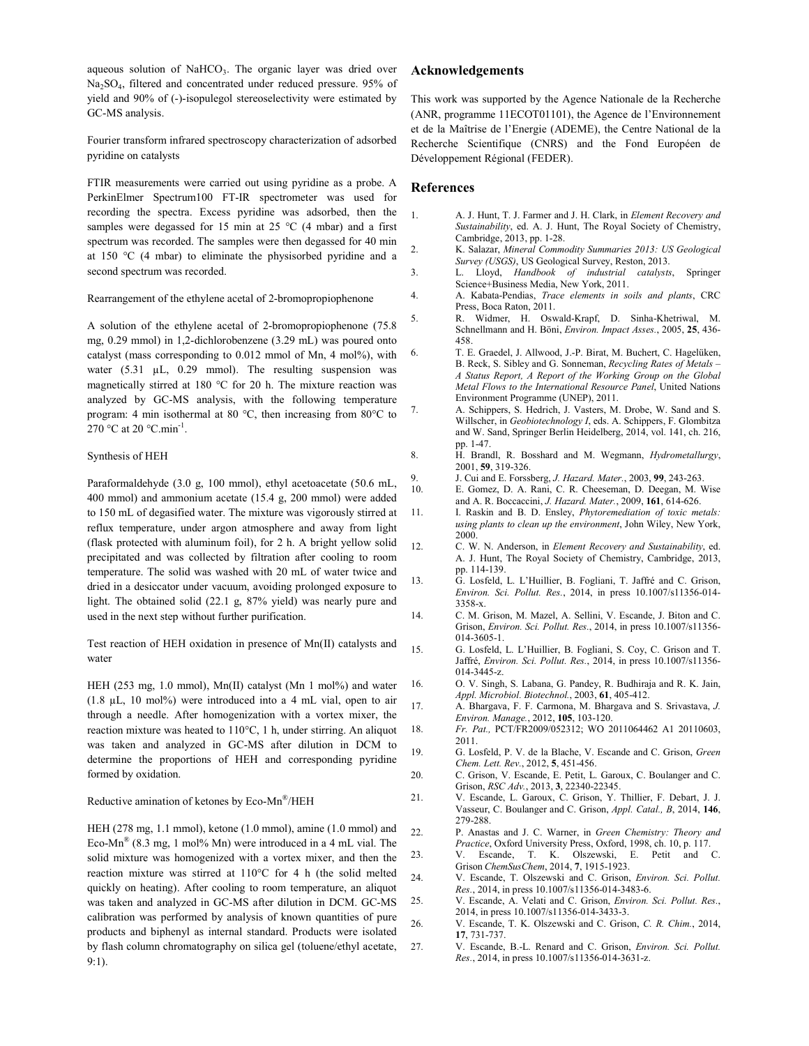aqueous solution of $NaHCO_3$. The organic layer was dried over $Na_2SO_4$, filtered and concentrated under reduced pressure. 95% of yield and 90% of (-)-isopulegol stereoselectivity were estimated by GC-MS analysis.

Fourier transform infrared spectroscopy characterization of adsorbed pyridine on catalysts

FTIR measurements were carried out using pyridine as a probe. A PerkinElmer Spectrum100 FT-IR spectrometer was used for recording the spectra. Excess pyridine was adsorbed, then the samples were degassed for 15 min at 25 °C (4 mbar) and a first spectrum was recorded. The samples were then degassed for 40 min at 150 °C (4 mbar) to eliminate the physisorbed pyridine and a second spectrum was recorded.

Rearrangement of the ethylene acetal of 2-bromopropiophenone

A solution of the ethylene acetal of 2-bromopropiophenone (75.8 mg, 0.29 mmol) in 1,2-dichlorobenzene (3.29 mL) was poured onto catalyst (mass corresponding to 0.012 mmol of Mn, 4 mol%), with water (5.31 µL, 0.29 mmol). The resulting suspension was magnetically stirred at 180 °C for 20 h. The mixture reaction was analyzed by GC-MS analysis, with the following temperature program: 4 min isothermal at 80 °C, then increasing from 80°C to 270 °C at 20 °C.min$^{-1}$.

Synthesis of HEH

Paraformaldehyde (3.0 g, 100 mmol), ethyl acetoacetate (50.6 mL, 400 mmol) and ammonium acetate (15.4 g, 200 mmol) were added to 150 mL of degasified water. The mixture was vigorously stirred at reflux temperature, under argon atmosphere and away from light (flask protected with aluminum foil), for 2 h. A bright yellow solid precipitated and was collected by filtration after cooling to room temperature. The solid was washed with 20 mL of water twice and dried in a desiccator under vacuum, avoiding prolonged exposure to light. The obtained solid (22.1 g, 87% yield) was nearly pure and used in the next step without further purification.

Test reaction of HEH oxidation in presence of Mn(II) catalysts and water

HEH (253 mg, 1.0 mmol), Mn(II) catalyst (Mn 1 mol%) and water (1.8 µL, 10 mol%) were introduced into a 4 mL vial, open to air through a needle. After homogenization with a vortex mixer, the reaction mixture was heated to 110°C, 1 h, under stirring. An aliquot was taken and analyzed in GC-MS after dilution in DCM to determine the proportions of HEH and corresponding pyridine formed by oxidation.

Reductive amination of ketones by Eco-Mn®/HEH

HEH (278 mg, 1.1 mmol), ketone (1.0 mmol), amine (1.0 mmol) and Eco-Mn® (8.3 mg, 1 mol% Mn) were introduced in a 4 mL vial. The solid mixture was homogenized with a vortex mixer, and then the reaction mixture was stirred at 110°C for 4 h (the solid melted quickly on heating). After cooling to room temperature, an aliquot was taken and analyzed in GC-MS after dilution in DCM. GC-MS calibration was performed by analysis of known quantities of pure products and biphenyl as internal standard. Products were isolated by flash column chromatography on silica gel (toluene/ethyl acetate, 9:1).

## Acknowledgements

This work was supported by the Agence Nationale de la Recherche (ANR, programme 11ECOT01101), the Agence de l'Environnement et de la Maîtrise de l'Energie (ADEME), the Centre National de la Recherche Scientifique (CNRS) and the Fond Européen de Développement Régional (FEDER).

## References

1. A. J. Hunt, T. J. Farmer and J. H. Clark, in *Element Recovery and Sustainability*, ed. A. J. Hunt, The Royal Society of Chemistry, Cambridge, 2013, pp. 1-28.
2. K. Salazar, *Mineral Commodity Summaries 2013: US Geological Survey (USGS)*, US Geological Survey, Reston, 2013.
3. L. Lloyd, *Handbook of industrial catalysts*, Springer Science+Business Media, New York, 2011.
4. A. Kabata-Pendias, *Trace elements in soils and plants*, CRC Press, Boca Raton, 2011.
5. R. Widmer, H. Oswald-Krapf, D. Sinha-Khetriwal, M. Schnellmann and H. Böni, *Environ. Impact Asses.*, 2005, **25**, 436-458.
6. T. E. Graedel, J. Allwood, J.-P. Birat, M. Buchert, C. Hagelüken, B. Reck, S. Sibley and G. Sonneman, *Recycling Rates of Metals – A Status Report, A Report of the Working Group on the Global Metal Flows to the International Resource Panel*, United Nations Environment Programme (UNEP), 2011.
7. A. Schippers, S. Hedrich, J. Vasters, M. Drobe, W. Sand and S. Willscher, in *Geobiotechnology I*, eds. A. Schippers, F. Glombitza and W. Sand, Springer Berlin Heidelberg, 2014, vol. 141, ch. 216, pp. 1-47.
8. H. Brandl, R. Bosshard and M. Wegmann, *Hydrometallurgy*, 2001, **59**, 319-326.
9. J. Cui and E. Forssberg, *J. Hazard. Mater.*, 2003, **99**, 243-263.
10. E. Gomez, D. A. Rani, C. R. Cheeseman, D. Deegan, M. Wise and A. R. Boccaccini, *J. Hazard. Mater.*, 2009, **161**, 614-626.
11. I. Raskin and B. D. Ensley, *Phytoremediation of toxic metals: using plants to clean up the environment*, John Wiley, New York, 2000.
12. C. W. N. Anderson, in *Element Recovery and Sustainability*, ed. A. J. Hunt, The Royal Society of Chemistry, Cambridge, 2013, pp. 114-139.
13. G. Losfeld, L. L'Huillier, B. Fogliani, T. Jaffré and C. Grison, *Environ. Sci. Pollut. Res.*, 2014, in press 10.1007/s11356-014-3358-x.
14. C. M. Grison, M. Mazel, A. Sellini, V. Escande, J. Biton and C. Grison, *Environ. Sci. Pollut. Res*., 2014, in press 10.1007/s11356-014-3605-1.
15. G. Losfeld, L. L'Huillier, B. Fogliani, S. Coy, C. Grison and T. Jaffré, *Environ. Sci. Pollut. Res.*, 2014, in press 10.1007/s11356-014-3445-z.
16. O. V. Singh, S. Labana, G. Pandey, R. Budhiraja and R. K. Jain, *Appl. Microbiol. Biotechnol.*, 2003, **61**, 405-412.
17. A. Bhargava, F. F. Carmona, M. Bhargava and S. Srivastava, *J. Environ. Manage.*, 2012, **105**, 103-120.
18. *Fr. Pat.,* PCT/FR2009/052312; WO 2011064462 A1 20110603, 2011.
19. G. Losfeld, P. V. de la Blache, V. Escande and C. Grison, *Green Chem. Lett. Rev.*, 2012, **5**, 451-456.
20. C. Grison, V. Escande, E. Petit, L. Garoux, C. Boulanger and C. Grison, *RSC Adv.*, 2013, **3**, 22340-22345.
21. V. Escande, L. Garoux, C. Grison, Y. Thillier, F. Debart, J. J. Vasseur, C. Boulanger and C. Grison, *Appl. Catal., B*, 2014, **146**, 279-288.
22. P. Anastas and J. C. Warner, in *Green Chemistry: Theory and Practice*, Oxford University Press, Oxford, 1998, ch. 10, p. 117.
23. V. Escande, T. K. Olszewski, E. Petit and C. Grison *ChemSusChem*, 2014, **7**, 1915-1923.
24. V. Escande, T. Olszewski and C. Grison, *Environ. Sci. Pollut. Res*., 2014, in press 10.1007/s11356-014-3483-6.
25. V. Escande, A. Velati and C. Grison, *Environ. Sci. Pollut. Res.*, 2014, in press 10.1007/s11356-014-3433-3.
26. V. Escande, T. K. Olszewski and C. Grison, *C. R. Chim.*, 2014, **17**, 731-737.
27. V. Escande, B.-L. Renard and C. Grison, *Environ. Sci. Pollut. Res*., 2014, in press 10.1007/s11356-014-3631-z.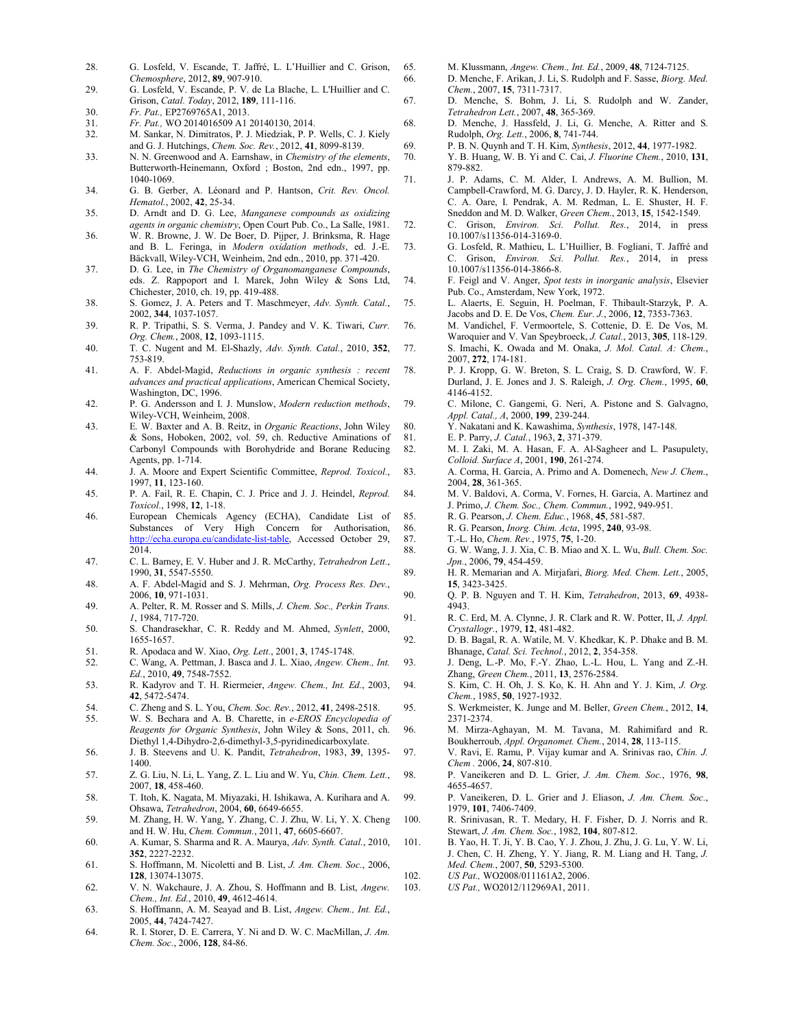28. G. Losfeld, V. Escande, T. Jaffré, L. L'Huillier and C. Grison, *Chemosphere*, 2012, **89**, 907-910.
29. G. Losfeld, V. Escande, P. V. de La Blache, L. L'Huillier and C. Grison, *Catal. Today*, 2012, **189**, 111-116.
30. *Fr. Pat.,* EP2769765A1, 2013.
31. *Fr. Pat.,* WO 2014016509 A1 20140130, 2014.
32. M. Sankar, N. Dimitratos, P. J. Miedziak, P. P. Wells, C. J. Kiely and G. J. Hutchings, *Chem. Soc. Rev.*, 2012, **41**, 8099-8139.
33. N. N. Greenwood and A. Earnshaw, in *Chemistry of the elements*, Butterworth-Heinemann, Oxford ; Boston, 2nd edn., 1997, pp. 1040-1069.
34. G. B. Gerber, A. Léonard and P. Hantson, *Crit. Rev. Oncol. Hematol.*, 2002, **42**, 25-34.
35. D. Arndt and D. G. Lee, *Manganese compounds as oxidizing agents in organic chemistry*, Open Court Pub. Co., La Salle, 1981.
36. W. R. Browne, J. W. De Boer, D. Pijper, J. Brinksma, R. Hage and B. L. Feringa, in *Modern oxidation methods*, ed. J.-E. Bäckvall, Wiley-VCH, Weinheim, 2nd edn., 2010, pp. 371-420.
37. D. G. Lee, in *The Chemistry of Organomanganese Compounds*, eds. Z. Rappoport and I. Marek, John Wiley & Sons Ltd, Chichester, 2010, ch. 19, pp. 419-488.
38. S. Gomez, J. A. Peters and T. Maschmeyer, *Adv. Synth. Catal.*, 2002, **344**, 1037-1057.
39. R. P. Tripathi, S. S. Verma, J. Pandey and V. K. Tiwari, *Curr. Org. Chem.*, 2008, **12**, 1093-1115.
40. T. C. Nugent and M. El-Shazly, *Adv. Synth. Catal.*, 2010, **352**, 753-819.
41. A. F. Abdel-Magid, *Reductions in organic synthesis : recent advances and practical applications*, American Chemical Society, Washington, DC, 1996.
42. P. G. Andersson and I. J. Munslow, *Modern reduction methods*, Wiley-VCH, Weinheim, 2008.
43. E. W. Baxter and A. B. Reitz, in *Organic Reactions*, John Wiley & Sons, Hoboken, 2002, vol. 59, ch. Reductive Aminations of Carbonyl Compounds with Borohydride and Borane Reducing Agents, pp. 1-714.
44. J. A. Moore and Expert Scientific Committee, *Reprod. Toxicol.*, 1997, **11**, 123-160.
45. P. A. Fail, R. E. Chapin, C. J. Price and J. J. Heindel, *Reprod. Toxicol.*, 1998, **12**, 1-18.
46. European Chemicals Agency (ECHA), Candidate List of Substances of Very High Concern for Authorisation, http://echa.europa.eu/candidate-list-table, Accessed October 29, 2014.
47. C. L. Barney, E. V. Huber and J. R. McCarthy, *Tetrahedron Lett.*, 1990, **31**, 5547-5550.
48. A. F. Abdel-Magid and S. J. Mehrman, *Org. Process Res. Dev.*, 2006, **10**, 971-1031.
49. A. Pelter, R. M. Rosser and S. Mills, *J. Chem. Soc., Perkin Trans. 1*, 1984, 717-720.
50. S. Chandrasekhar, C. R. Reddy and M. Ahmed, *Synlett*, 2000, 1655-1657.
51. R. Apodaca and W. Xiao, *Org. Lett.*, 2001, **3**, 1745-1748.
52. C. Wang, A. Pettman, J. Basca and J. L. Xiao, *Angew. Chem., Int. Ed.*, 2010, **49**, 7548-7552.
53. R. Kadyrov and T. H. Riermeier, *Angew. Chem., Int. Ed.*, 2003, **42**, 5472-5474.
54. C. Zheng and S. L. You, *Chem. Soc. Rev.*, 2012, **41**, 2498-2518.
55. W. S. Bechara and A. B. Charette, in *e-EROS Encyclopedia of Reagents for Organic Synthesis*, John Wiley & Sons, 2011, ch. Diethyl 1,4-Dihydro-2,6-dimethyl-3,5-pyridinedicarboxylate.
56. J. B. Steevens and U. K. Pandit, *Tetrahedron*, 1983, **39**, 1395-1400.
57. Z. G. Liu, N. Li, L. Yang, Z. L. Liu and W. Yu, *Chin. Chem. Lett.*, 2007, **18**, 458-460.
58. T. Itoh, K. Nagata, M. Miyazaki, H. Ishikawa, A. Kurihara and A. Ohsawa, *Tetrahedron*, 2004, **60**, 6649-6655.
59. M. Zhang, H. W. Yang, Y. Zhang, C. J. Zhu, W. Li, Y. X. Cheng and H. W. Hu, *Chem. Commun.*, 2011, **47**, 6605-6607.
60. A. Kumar, S. Sharma and R. A. Maurya, *Adv. Synth. Catal.*, 2010, **352**, 2227-2232.
61. S. Hoffmann, M. Nicoletti and B. List, *J. Am. Chem. Soc.*, 2006, **128**, 13074-13075.
62. V. N. Wakchaure, J. A. Zhou, S. Hoffmann and B. List, *Angew. Chem., Int. Ed.*, 2010, **49**, 4612-4614.
63. S. Hoffmann, A. M. Seayad and B. List, *Angew. Chem., Int. Ed.*, 2005, **44**, 7424-7427.
64. R. I. Storer, D. E. Carrera, Y. Ni and D. W. C. MacMillan, *J. Am. Chem. Soc.*, 2006, **128**, 84-86.
65. M. Klussmann, *Angew. Chem., Int. Ed.*, 2009, **48**, 7124-7125.
66. D. Menche, F. Arikan, J. Li, S. Rudolph and F. Sasse, *Biorg. Med. Chem.*, 2007, **15**, 7311-7317.
67. D. Menche, S. Bohm, J. Li, S. Rudolph and W. Zander, *Tetrahedron Lett.*, 2007, **48**, 365-369.
68. D. Menche, J. Hassfeld, J. Li, G. Menche, A. Ritter and S. Rudolph, *Org. Lett.*, 2006, **8**, 741-744.
69. P. B. N. Quynh and T. H. Kim, *Synthesis*, 2012, **44**, 1977-1982.
70. Y. B. Huang, W. B. Yi and C. Cai, *J. Fluorine Chem.*, 2010, **131**, 879-882.
71. J. P. Adams, C. M. Alder, I. Andrews, A. M. Bullion, M. Campbell-Crawford, M. G. Darcy, J. D. Hayler, R. K. Henderson, C. A. Oare, I. Pendrak, A. M. Redman, L. E. Shuster, H. F. Sneddon and M. D. Walker, *Green Chem.*, 2013, **15**, 1542-1549.
72. C. Grison, *Environ. Sci. Pollut. Res.*, 2014, in press 10.1007/s11356-014-3169-0.
73. G. Losfeld, R. Mathieu, L. L'Huillier, B. Fogliani, T. Jaffré and C. Grison, *Environ. Sci. Pollut. Res.*, 2014, in press 10.1007/s11356-014-3866-8.
74. F. Feigl and V. Anger, *Spot tests in inorganic analysis*, Elsevier Pub. Co., Amsterdam, New York, 1972.
75. L. Alaerts, E. Seguin, H. Poelman, F. Thibault-Starzyk, P. A. Jacobs and D. E. De Vos, *Chem. Eur. J.*, 2006, **12**, 7353-7363.
76. M. Vandichel, F. Vermoortele, S. Cottenie, D. E. De Vos, M. Waroquier and V. Van Speybroeck, *J. Catal.*, 2013, **305**, 118-129.
77. S. Imachi, K. Owada and M. Onaka, *J. Mol. Catal. A: Chem.*, 2007, **272**, 174-181.
78. P. J. Kropp, G. W. Breton, S. L. Craig, S. D. Crawford, W. F. Durland, J. E. Jones and J. S. Raleigh, *J. Org. Chem.*, 1995, **60**, 4146-4152.
79. C. Milone, C. Gangemi, G. Neri, A. Pistone and S. Galvagno, *Appl. Catal., A*, 2000, **199**, 239-244.
80. Y. Nakatani and K. Kawashima, *Synthesis*, 1978, 147-148.
81. E. P. Parry, *J. Catal.*, 1963, **2**, 371-379.
82. M. I. Zaki, M. A. Hasan, F. A. Al-Sagheer and L. Pasupulety, *Colloid. Surface A*, 2001, **190**, 261-274.
83. A. Corma, H. Garcia, A. Primo and A. Domenech, *New J. Chem.*, 2004, **28**, 361-365.
84. M. V. Baldovi, A. Corma, V. Fornes, H. Garcia, A. Martinez and J. Primo, *J. Chem. Soc., Chem. Commun.*, 1992, 949-951.
85. R. G. Pearson, *J. Chem. Educ.*, 1968, **45**, 581-587.
86. R. G. Pearson, *Inorg. Chim. Acta*, 1995, **240**, 93-98.
87. T.-L. Ho, *Chem. Rev.*, 1975, **75**, 1-20.
88. G. W. Wang, J. J. Xia, C. B. Miao and X. L. Wu, *Bull. Chem. Soc. Jpn.*, 2006, **79**, 454-459.
89. H. R. Memarian and A. Mirjafari, *Biorg. Med. Chem. Lett.*, 2005, **15**, 3423-3425.
90. Q. P. B. Nguyen and T. H. Kim, *Tetrahedron*, 2013, **69**, 4938-4943.
91. R. C. Erd, M. A. Clynne, J. R. Clark and R. W. Potter, II, *J. Appl. Crystallogr.*, 1979, **12**, 481-482.
92. D. B. Bagal, R. A. Watile, M. V. Khedkar, K. P. Dhake and B. M. Bhanage, *Catal. Sci. Technol.*, 2012, **2**, 354-358.
93. J. Deng, L.-P. Mo, F.-Y. Zhao, L.-L. Hou, L. Yang and Z.-H. Zhang, *Green Chem.*, 2011, **13**, 2576-2584.
94. S. Kim, C. H. Oh, J. S. Ko, K. H. Ahn and Y. J. Kim, *J. Org. Chem.*, 1985, **50**, 1927-1932.
95. S. Werkmeister, K. Junge and M. Beller, *Green Chem.*, 2012, **14**, 2371-2374.
96. M. Mirza-Aghayan, M. M. Tavana, M. Rahimifard and R. Boukherroub, *Appl. Organomet. Chem.*, 2014, **28**, 113-115.
97. V. Ravi, E. Ramu, P. Vijay kumar and A. Srinivas rao, *Chin. J. Chem* . 2006, **24**, 807-810.
98. P. Vaneikeren and D. L. Grier, *J. Am. Chem. Soc.*, 1976, **98**, 4655-4657.
99. P. Vaneikeren, D. L. Grier and J. Eliason, *J. Am. Chem. Soc.*, 1979, **101**, 7406-7409.
100. R. Srinivasan, R. T. Medary, H. F. Fisher, D. J. Norris and R. Stewart, *J. Am. Chem. Soc.*, 1982, **104**, 807-812.
101. B. Yao, H. T. Ji, Y. B. Cao, Y. J. Zhou, J. Zhu, J. G. Lu, Y. W. Li, J. Chen, C. H. Zheng, Y. Y. Jiang, R. M. Liang and H. Tang, *J. Med. Chem.*, 2007, **50**, 5293-5300.
102. *US Pat.,* WO2008/011161A2, 2006.
103. *US Pat.,* WO2012/112969A1, 2011.